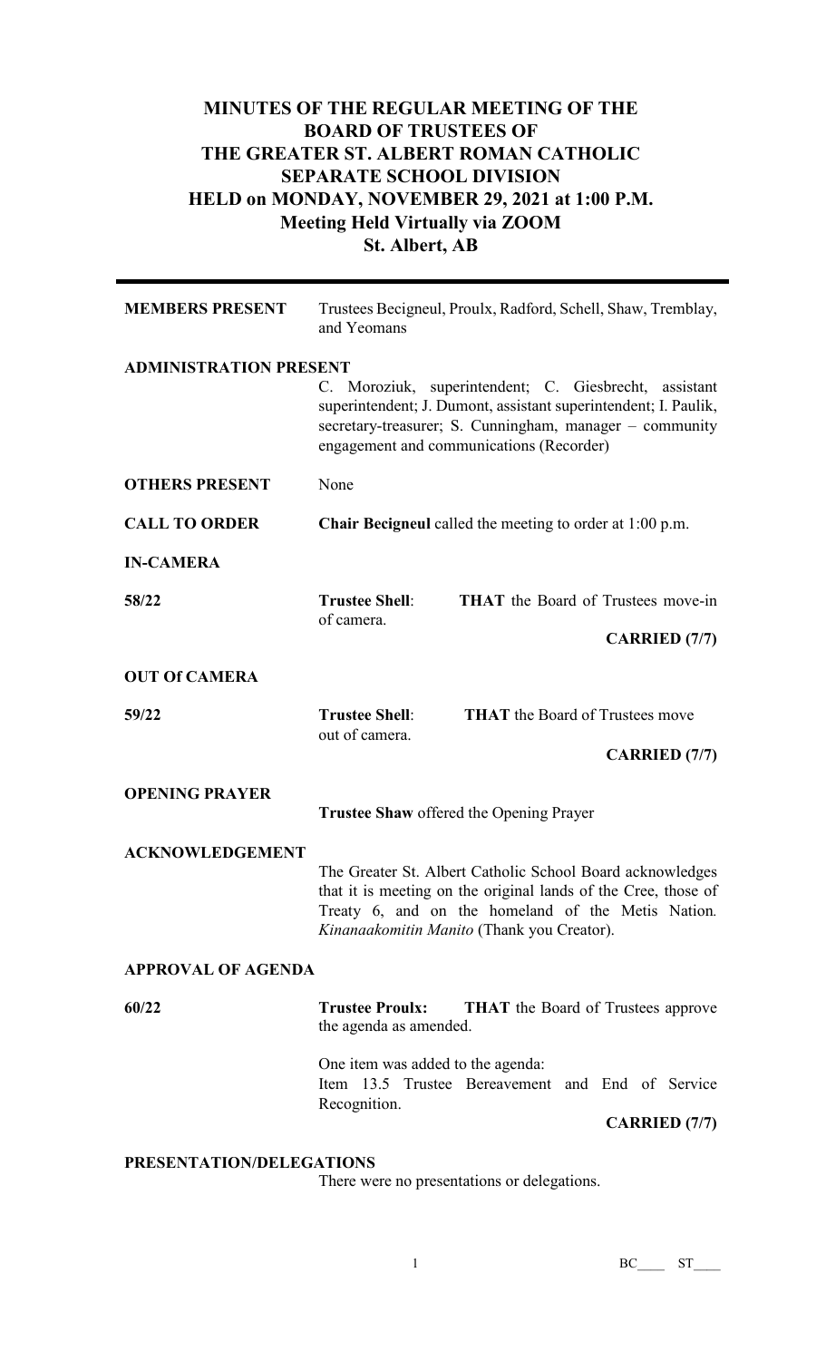# MINUTES OF THE REGULAR MEETING OF THE BOARD OF TRUSTEES OF THE GREATER ST. ALBERT ROMAN CATHOLIC SEPARATE SCHOOL DIVISION HELD on MONDAY, NOVEMBER 29, 2021 at 1:00 P.M. Meeting Held Virtually via ZOOM St. Albert, AB

**MEMBERS PRESENT** Trustees Becigneul, Proulx, Radford, Schell, Shaw, Tremblay, and Yeomans

**ADMINISTRATION PRESENT**
C. Moroziuk, superintendent; C. Giesbrecht, assistant superintendent; J. Dumont, assistant superintendent; I. Paulik, secretary-treasurer; S. Cunningham, manager – community engagement and communications (Recorder)

**OTHERS PRESENT** None

**CALL TO ORDER** **Chair Becigneul** called the meeting to order at 1:00 p.m.

**IN-CAMERA**

**58/22** **Trustee Shell**: **THAT** the Board of Trustees move-in of camera.

**CARRIED (7/7)**

**OUT Of CAMERA**

**59/22** **Trustee Shell**: **THAT** the Board of Trustees move out of camera.

**CARRIED (7/7)**

**OPENING PRAYER**

**Trustee Shaw** offered the Opening Prayer

**ACKNOWLEDGEMENT**

The Greater St. Albert Catholic School Board acknowledges that it is meeting on the original lands of the Cree, those of Treaty 6, and on the homeland of the Metis Nation. *Kinanaakomitin Manito* (Thank you Creator).

**APPROVAL OF AGENDA**

**60/22** **Trustee Proulx:** **THAT** the Board of Trustees approve the agenda as amended.

One item was added to the agenda:
Item 13.5 Trustee Bereavement and End of Service Recognition.

**CARRIED (7/7)**

**PRESENTATION/DELEGATIONS**

There were no presentations or delegations.

BC____ ST____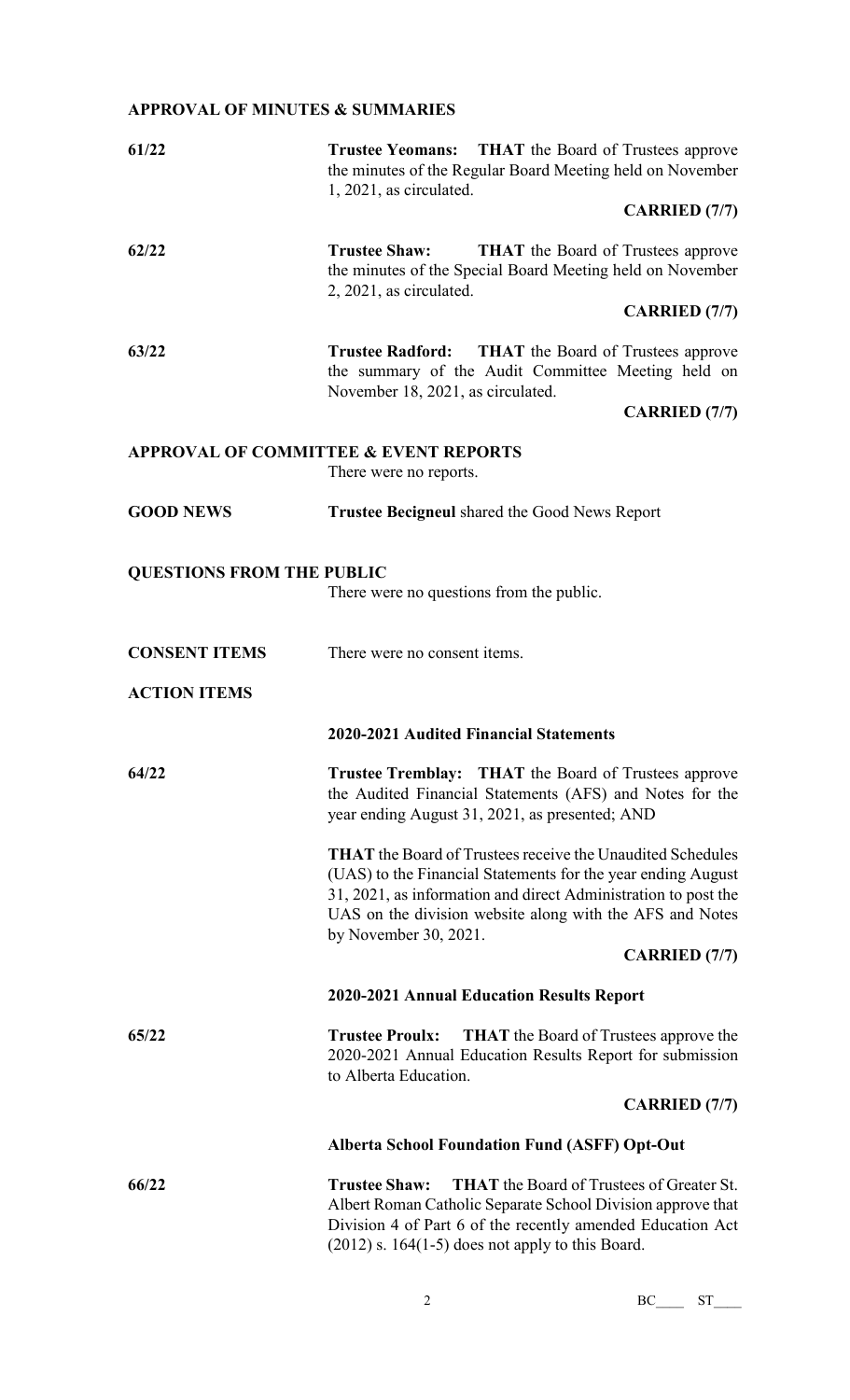## APPROVAL OF MINUTES & SUMMARIES

**61/22** **Trustee Yeomans:** **THAT** the Board of Trustees approve the minutes of the Regular Board Meeting held on November 1, 2021, as circulated.

**CARRIED (7/7)**

**62/22** **Trustee Shaw:** **THAT** the Board of Trustees approve the minutes of the Special Board Meeting held on November 2, 2021, as circulated.

**CARRIED (7/7)**

**63/22** **Trustee Radford:** **THAT** the Board of Trustees approve the summary of the Audit Committee Meeting held on November 18, 2021, as circulated.

**CARRIED (7/7)**

## APPROVAL OF COMMITTEE & EVENT REPORTS

There were no reports.

## GOOD NEWS

**Trustee Becigneul** shared the Good News Report

## QUESTIONS FROM THE PUBLIC

There were no questions from the public.

## CONSENT ITEMS

There were no consent items.

## ACTION ITEMS

### 2020-2021 Audited Financial Statements

**64/22** **Trustee Tremblay:** **THAT** the Board of Trustees approve the Audited Financial Statements (AFS) and Notes for the year ending August 31, 2021, as presented; AND

**THAT** the Board of Trustees receive the Unaudited Schedules (UAS) to the Financial Statements for the year ending August 31, 2021, as information and direct Administration to post the UAS on the division website along with the AFS and Notes by November 30, 2021.

**CARRIED (7/7)**

### 2020-2021 Annual Education Results Report

**65/22** **Trustee Proulx:** **THAT** the Board of Trustees approve the 2020-2021 Annual Education Results Report for submission to Alberta Education.

**CARRIED (7/7)**

### Alberta School Foundation Fund (ASFF) Opt-Out

**66/22** **Trustee Shaw:** **THAT** the Board of Trustees of Greater St. Albert Roman Catholic Separate School Division approve that Division 4 of Part 6 of the recently amended Education Act (2012) s. 164(1-5) does not apply to this Board.

BC\_\_\_\_ ST\_\_\_\_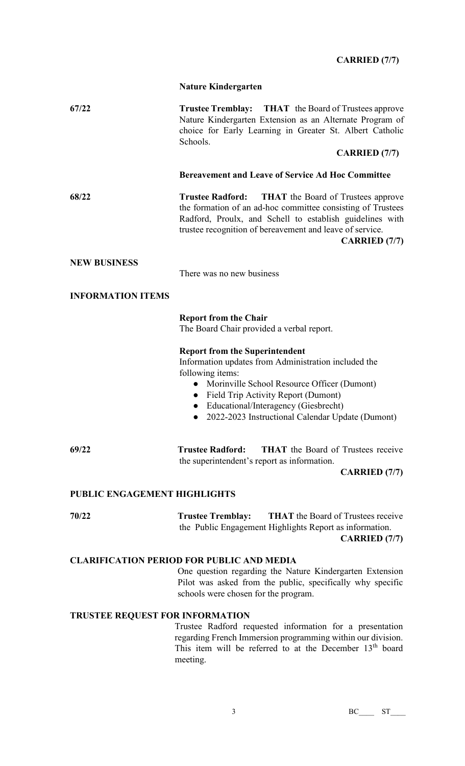**CARRIED (7/7)**

**Nature Kindergarten**

**67/22** **Trustee Tremblay: THAT** the Board of Trustees approve Nature Kindergarten Extension as an Alternate Program of choice for Early Learning in Greater St. Albert Catholic Schools.

**CARRIED (7/7)**

**Bereavement and Leave of Service Ad Hoc Committee**

**68/22** **Trustee Radford: THAT** the Board of Trustees approve the formation of an ad-hoc committee consisting of Trustees Radford, Proulx, and Schell to establish guidelines with trustee recognition of bereavement and leave of service.

**CARRIED (7/7)**

## NEW BUSINESS

There was no new business

## INFORMATION ITEMS

**Report from the Chair**

The Board Chair provided a verbal report.

**Report from the Superintendent**

Information updates from Administration included the following items:

- Morinville School Resource Officer (Dumont)
- Field Trip Activity Report (Dumont)
- Educational/Interagency (Giesbrecht)
- 2022-2023 Instructional Calendar Update (Dumont)

**69/22** **Trustee Radford: THAT** the Board of Trustees receive the superintendent's report as information.

**CARRIED (7/7)**

## PUBLIC ENGAGEMENT HIGHLIGHTS

**70/22** **Trustee Tremblay: THAT** the Board of Trustees receive the Public Engagement Highlights Report as information.

**CARRIED (7/7)**

## CLARIFICATION PERIOD FOR PUBLIC AND MEDIA

One question regarding the Nature Kindergarten Extension Pilot was asked from the public, specifically why specific schools were chosen for the program.

## TRUSTEE REQUEST FOR INFORMATION

Trustee Radford requested information for a presentation regarding French Immersion programming within our division. This item will be referred to at the December 13th board meeting.

BC____ ST____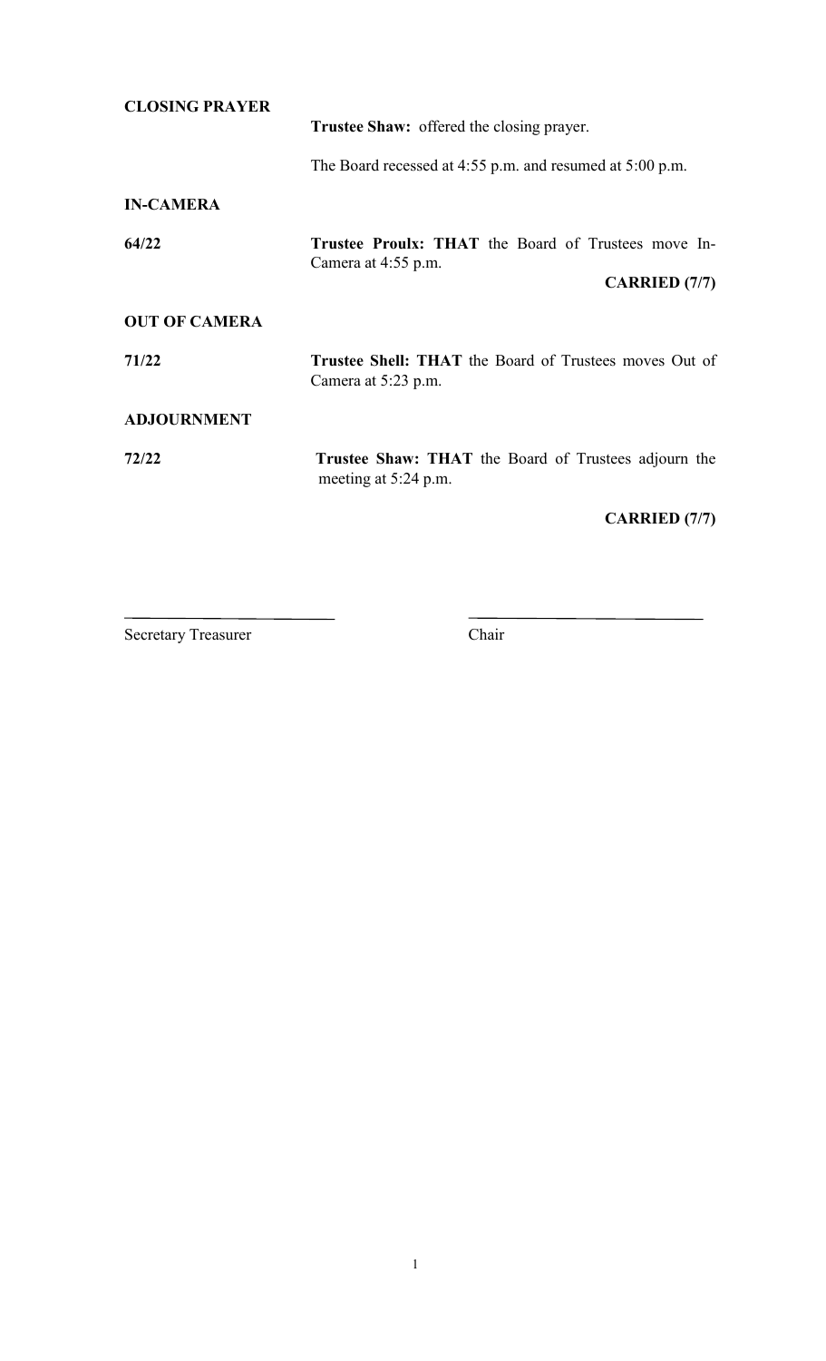**CLOSING PRAYER**

**Trustee Shaw:** offered the closing prayer.

The Board recessed at 4:55 p.m. and resumed at 5:00 p.m.

**IN-CAMERA**

**64/22** **Trustee Proulx: THAT** the Board of Trustees move In-Camera at 4:55 p.m.

**CARRIED (7/7)**

**OUT OF CAMERA**

**71/22** **Trustee Shell: THAT** the Board of Trustees moves Out of Camera at 5:23 p.m.

**ADJOURNMENT**

**72/22** **Trustee Shaw: THAT** the Board of Trustees adjourn the meeting at 5:24 p.m.

**CARRIED (7/7)**

Secretary Treasurer

Chair